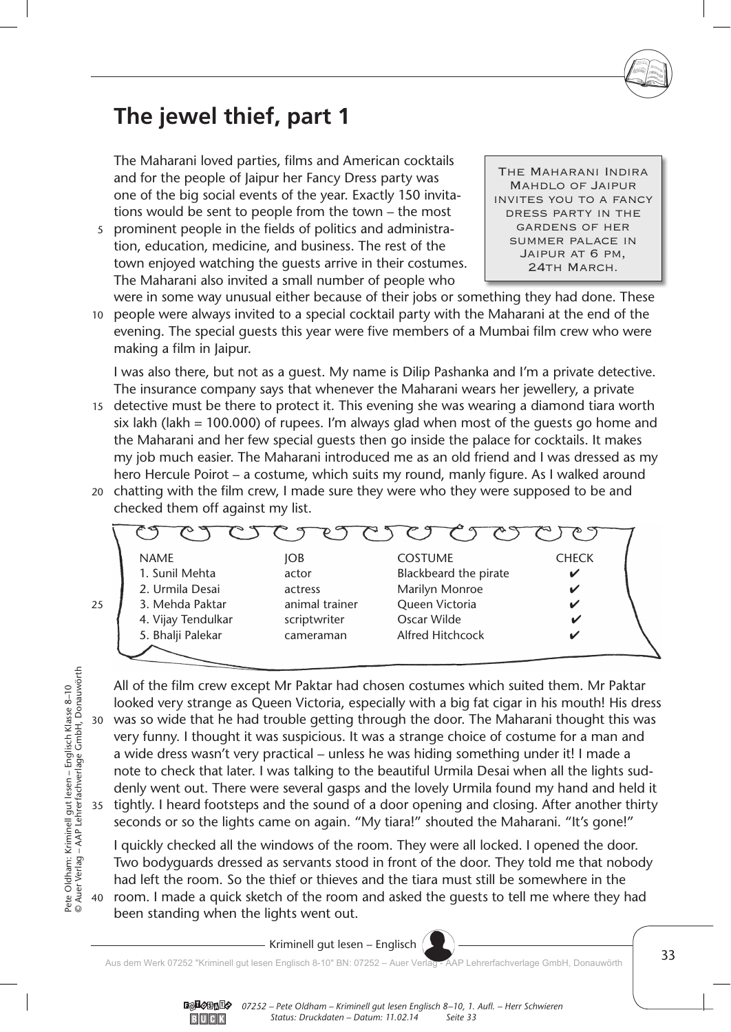# The jewel thief, part 1

> THE MAHARANI INDIRA MAHDLO OF JAIPUR INVITES YOU TO A FANCY DRESS PARTY IN THE GARDENS OF HER SUMMER PALACE IN JAIPUR AT 6 PM, 24TH MARCH.

The Maharani loved parties, films and American cocktails and for the people of Jaipur her Fancy Dress party was one of the big social events of the year. Exactly 150 invitations would be sent to people from the town – the most prominent people in the fields of politics and administration, education, medicine, and business. The rest of the town enjoyed watching the guests arrive in their costumes. The Maharani also invited a small number of people who were in some way unusual either because of their jobs or something they had done. These people were always invited to a special cocktail party with the Maharani at the end of the evening. The special guests this year were five members of a Mumbai film crew who were making a film in Jaipur.

I was also there, but not as a guest. My name is Dilip Pashanka and I'm a private detective. The insurance company says that whenever the Maharani wears her jewellery, a private detective must be there to protect it. This evening she was wearing a diamond tiara worth six lakh (lakh = 100.000) of rupees. I'm always glad when most of the guests go home and the Maharani and her few special guests then go inside the palace for cocktails. It makes my job much easier. The Maharani introduced me as an old friend and I was dressed as my hero Hercule Poirot – a costume, which suits my round, manly figure. As I walked around chatting with the film crew, I made sure they were who they were supposed to be and checked them off against my list.

| NAME | JOB | COSTUME | CHECK |
|---|---|---|---|
| 1. Sunil Mehta | actor | Blackbeard the pirate | ✔ |
| 2. Urmila Desai | actress | Marilyn Monroe | ✔ |
| 3. Mehda Paktar | animal trainer | Queen Victoria | ✔ |
| 4. Vijay Tendulkar | scriptwriter | Oscar Wilde | ✔ |
| 5. Bhalji Palekar | cameraman | Alfred Hitchcock | ✔ |

All of the film crew except Mr Paktar had chosen costumes which suited them. Mr Paktar looked very strange as Queen Victoria, especially with a big fat cigar in his mouth! His dress was so wide that he had trouble getting through the door. The Maharani thought this was very funny. I thought it was suspicious. It was a strange choice of costume for a man and a wide dress wasn't very practical – unless he was hiding something under it! I made a note to check that later. I was talking to the beautiful Urmila Desai when all the lights suddenly went out. There were several gasps and the lovely Urmila found my hand and held it tightly. I heard footsteps and the sound of a door opening and closing. After another thirty seconds or so the lights came on again. "My tiara!" shouted the Maharani. "It's gone!"

I quickly checked all the windows of the room. They were all locked. I opened the door. Two bodyguards dressed as servants stood in front of the door. They told me that nobody had left the room. So the thief or thieves and the tiara must still be somewhere in the room. I made a quick sketch of the room and asked the guests to tell me where they had been standing when the lights went out.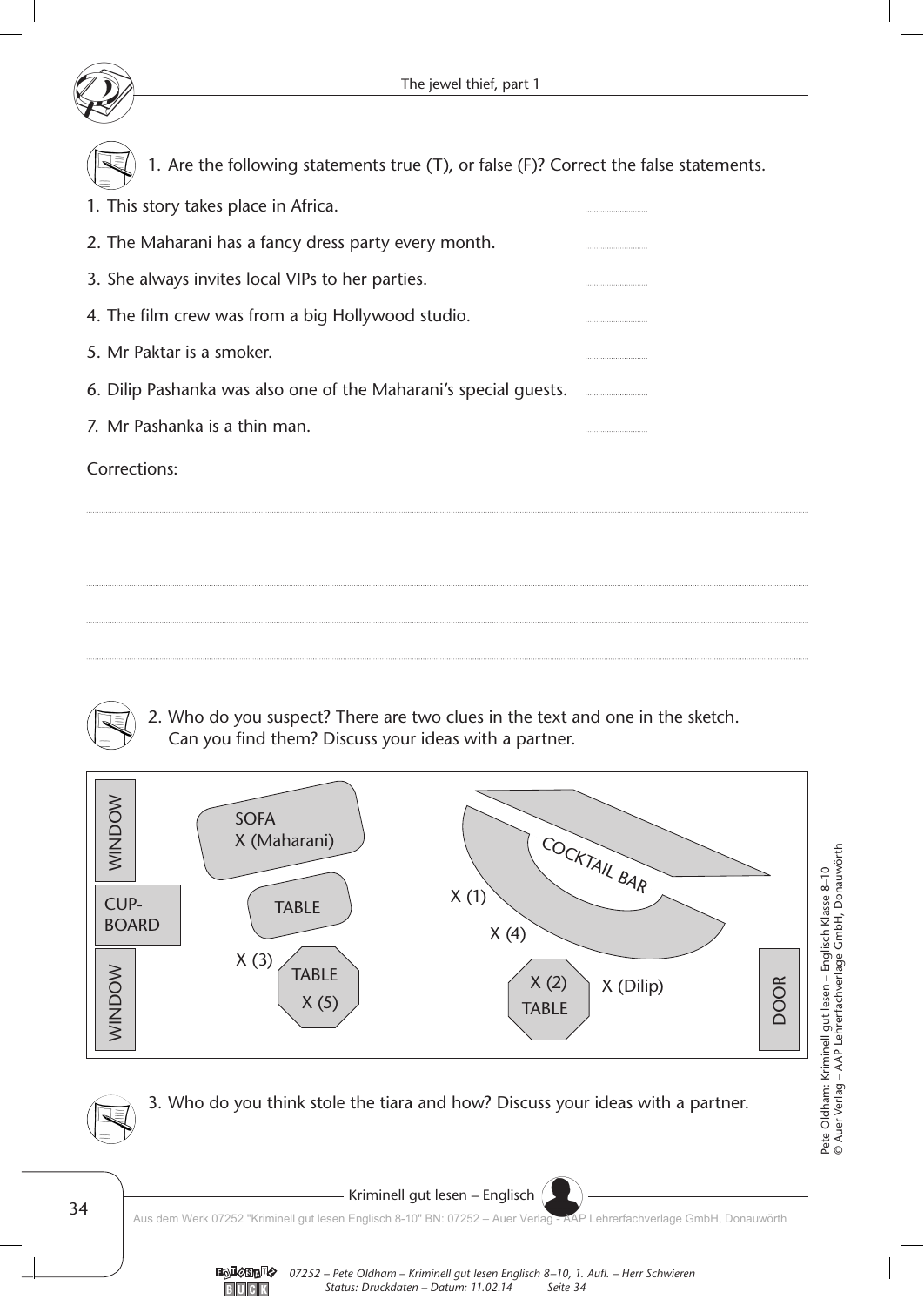1. Are the following statements true (T), or false (F)? Correct the false statements.

1. This story takes place in Africa. ..........
2. The Maharani has a fancy dress party every month. ..........
3. She always invites local VIPs to her parties. ..........
4. The film crew was from a big Hollywood studio. ..........
5. Mr Paktar is a smoker. ..........
6. Dilip Pashanka was also one of the Maharani's special guests. ..........
7. Mr Pashanka is a thin man. ..........

Corrections:

...........................................................................................................

...........................................................................................................

...........................................................................................................

...........................................................................................................

...........................................................................................................

2. Who do you suspect? There are two clues in the text and one in the sketch.
   Can you find them? Discuss your ideas with a partner.

WINDOW

CUPBOARD

WINDOW

SOFA X (Maharani)

TABLE

X (3)

TABLE X (5)

COCKTAIL BAR

X (1)

X (4)

X (2) TABLE

X (Dilip)

DOOR

3. Who do you think stole the tiara and how? Discuss your ideas with a partner.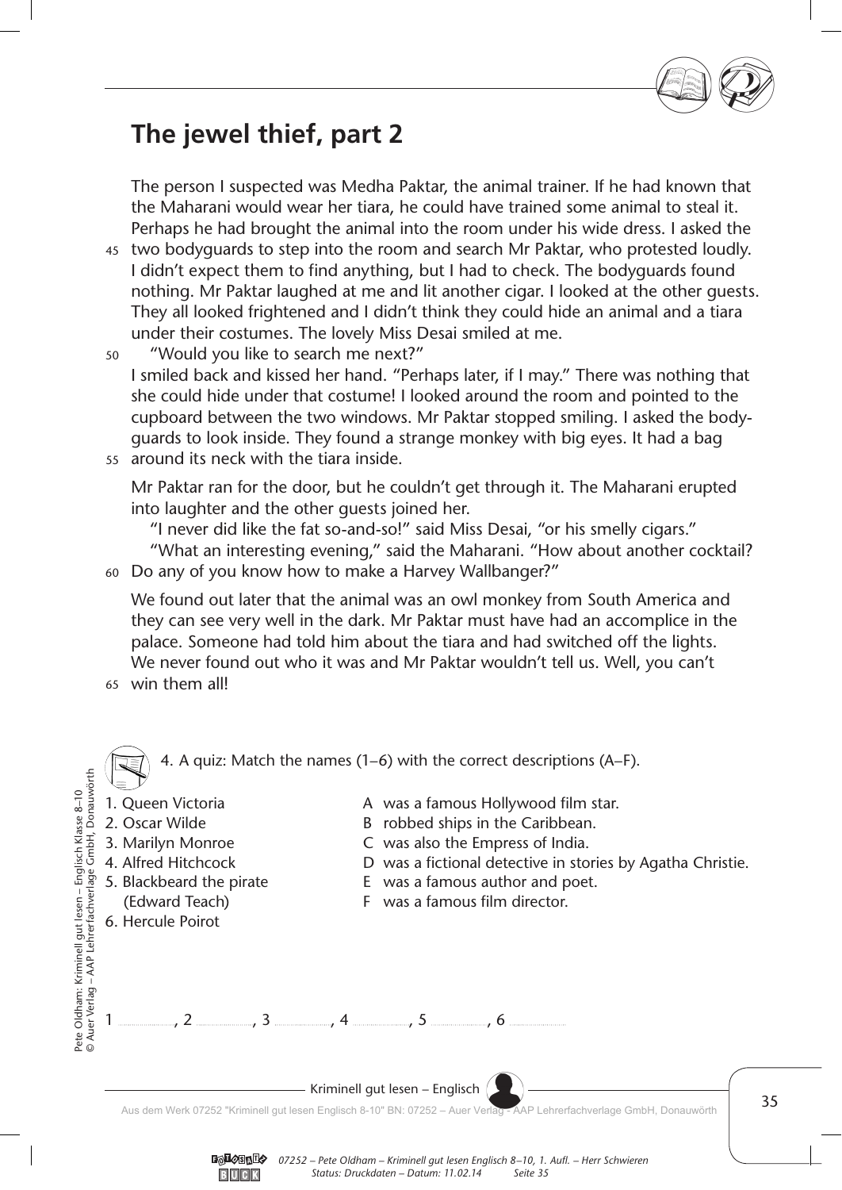# The jewel thief, part 2

The person I suspected was Medha Paktar, the animal trainer. If he had known that the Maharani would wear her tiara, he could have trained some animal to steal it. Perhaps he had brought the animal into the room under his wide dress. I asked the two bodyguards to step into the room and search Mr Paktar, who protested loudly. I didn't expect them to find anything, but I had to check. The bodyguards found nothing. Mr Paktar laughed at me and lit another cigar. I looked at the other guests. They all looked frightened and I didn't think they could hide an animal and a tiara under their costumes. The lovely Miss Desai smiled at me.

"Would you like to search me next?"

I smiled back and kissed her hand. "Perhaps later, if I may." There was nothing that she could hide under that costume! I looked around the room and pointed to the cupboard between the two windows. Mr Paktar stopped smiling. I asked the bodyguards to look inside. They found a strange monkey with big eyes. It had a bag around its neck with the tiara inside.

Mr Paktar ran for the door, but he couldn't get through it. The Maharani erupted into laughter and the other guests joined her.

"I never did like the fat so-and-so!" said Miss Desai, "or his smelly cigars."

"What an interesting evening," said the Maharani. "How about another cocktail? Do any of you know how to make a Harvey Wallbanger?"

We found out later that the animal was an owl monkey from South America and they can see very well in the dark. Mr Paktar must have had an accomplice in the palace. Someone had told him about the tiara and had switched off the lights. We never found out who it was and Mr Paktar wouldn't tell us. Well, you can't win them all!

4. A quiz: Match the names (1–6) with the correct descriptions (A–F).

1. Queen Victoria
2. Oscar Wilde
3. Marilyn Monroe
4. Alfred Hitchcock
5. Blackbeard the pirate (Edward Teach)
6. Hercule Poirot

A was a famous Hollywood film star.
B robbed ships in the Caribbean.
C was also the Empress of India.
D was a fictional detective in stories by Agatha Christie.
E was a famous author and poet.
F was a famous film director.

1 ........, 2 ........, 3 ........, 4 ........, 5 ........, 6 ........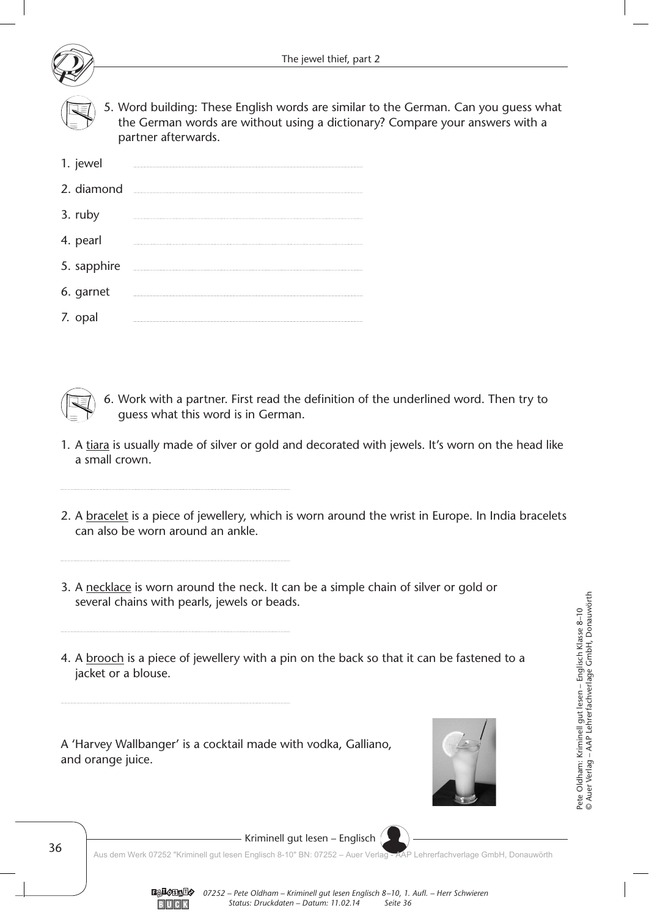5. Word building: These English words are similar to the German. Can you guess what the German words are without using a dictionary? Compare your answers with a partner afterwards.

1. jewel ..............................................................
2. diamond ..............................................................
3. ruby ..............................................................
4. pearl ..............................................................
5. sapphire ..............................................................
6. garnet ..............................................................
7. opal ..............................................................

6. Work with a partner. First read the definition of the underlined word. Then try to guess what this word is in German.

1. A <u>tiara</u> is usually made of silver or gold and decorated with jewels. It's worn on the head like a small crown.

..............................................................

2. A <u>bracelet</u> is a piece of jewellery, which is worn around the wrist in Europe. In India bracelets can also be worn around an ankle.

..............................................................

3. A <u>necklace</u> is worn around the neck. It can be a simple chain of silver or gold or several chains with pearls, jewels or beads.

..............................................................

4. A <u>brooch</u> is a piece of jewellery with a pin on the back so that it can be fastened to a jacket or a blouse.

..............................................................

A 'Harvey Wallbanger' is a cocktail made with vodka, Galliano, and orange juice.